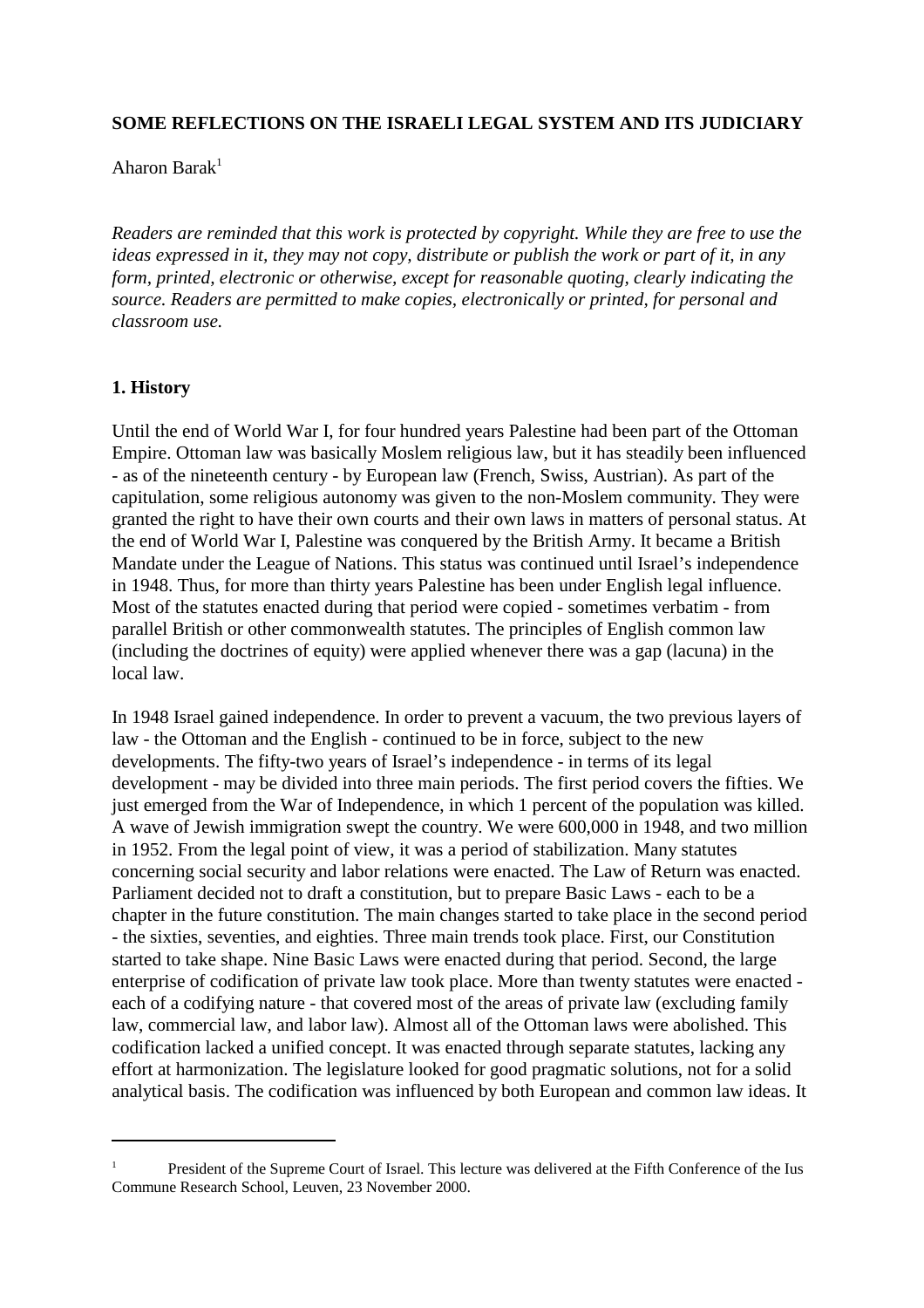**SOME REFLECTIONS ON THE ISRAELI LEGAL SYSTEM AND ITS JUDICIARY**

Aharon Barak[1]

*Readers are reminded that this work is protected by copyright. While they are free to use the ideas expressed in it, they may not copy, distribute or publish the work or part of it, in any form, printed, electronic or otherwise, except for reasonable quoting, clearly indicating the source. Readers are permitted to make copies, electronically or printed, for personal and classroom use.*

**1. History**

Until the end of World War I, for four hundred years Palestine had been part of the Ottoman Empire. Ottoman law was basically Moslem religious law, but it has steadily been influenced - as of the nineteenth century - by European law (French, Swiss, Austrian). As part of the capitulation, some religious autonomy was given to the non-Moslem community. They were granted the right to have their own courts and their own laws in matters of personal status. At the end of World War I, Palestine was conquered by the British Army. It became a British Mandate under the League of Nations. This status was continued until Israel's independence in 1948. Thus, for more than thirty years Palestine has been under English legal influence. Most of the statutes enacted during that period were copied - sometimes verbatim - from parallel British or other commonwealth statutes. The principles of English common law (including the doctrines of equity) were applied whenever there was a gap (lacuna) in the local law.

In 1948 Israel gained independence. In order to prevent a vacuum, the two previous layers of law - the Ottoman and the English - continued to be in force, subject to the new developments. The fifty-two years of Israel's independence - in terms of its legal development - may be divided into three main periods. The first period covers the fifties. We just emerged from the War of Independence, in which 1 percent of the population was killed. A wave of Jewish immigration swept the country. We were 600,000 in 1948, and two million in 1952. From the legal point of view, it was a period of stabilization. Many statutes concerning social security and labor relations were enacted. The Law of Return was enacted. Parliament decided not to draft a constitution, but to prepare Basic Laws - each to be a chapter in the future constitution. The main changes started to take place in the second period - the sixties, seventies, and eighties. Three main trends took place. First, our Constitution started to take shape. Nine Basic Laws were enacted during that period. Second, the large enterprise of codification of private law took place. More than twenty statutes were enacted - each of a codifying nature - that covered most of the areas of private law (excluding family law, commercial law, and labor law). Almost all of the Ottoman laws were abolished. This codification lacked a unified concept. It was enacted through separate statutes, lacking any effort at harmonization. The legislature looked for good pragmatic solutions, not for a solid analytical basis. The codification was influenced by both European and common law ideas. It

---

[1] President of the Supreme Court of Israel. This lecture was delivered at the Fifth Conference of the Ius Commune Research School, Leuven, 23 November 2000.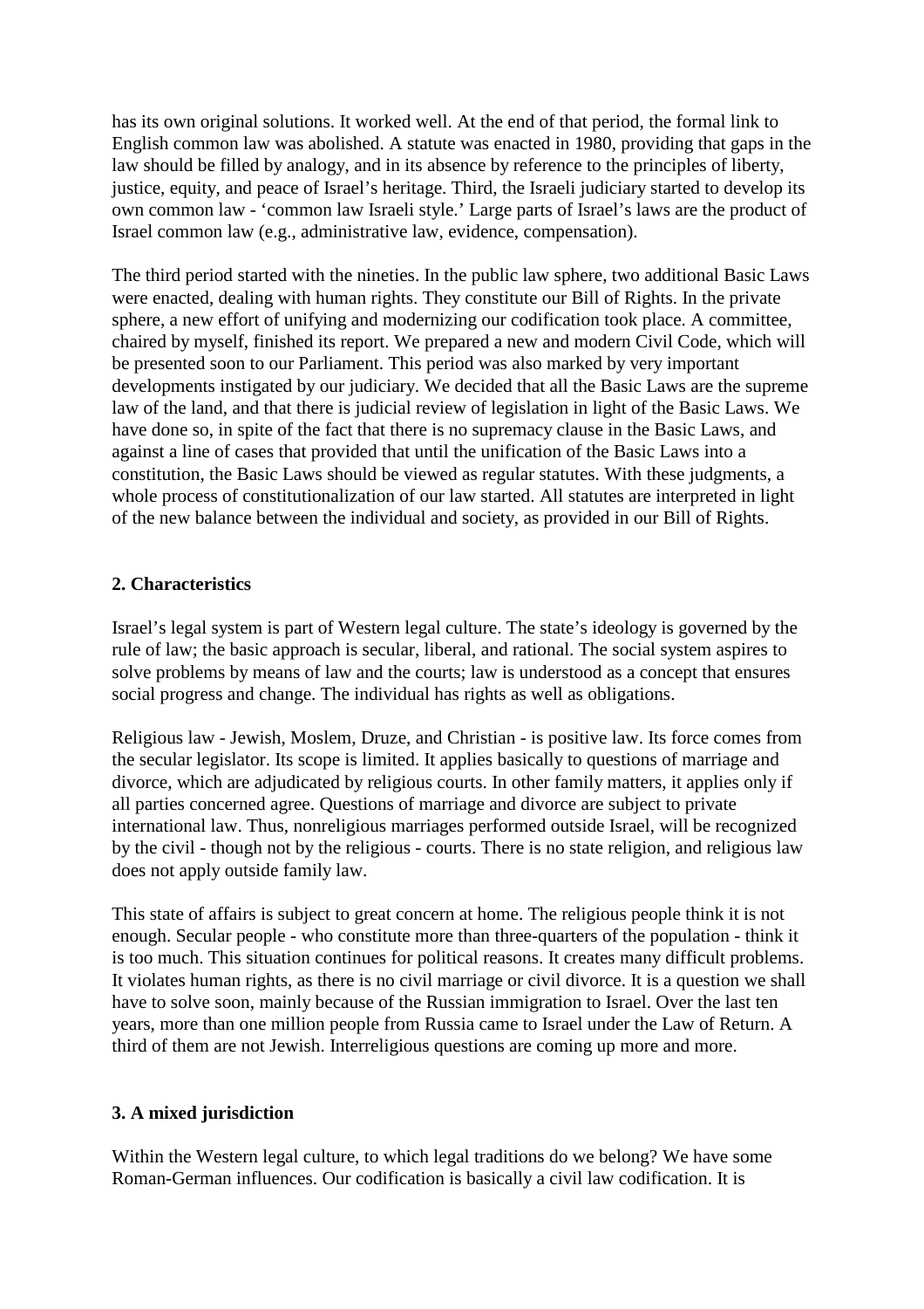has its own original solutions. It worked well. At the end of that period, the formal link to English common law was abolished. A statute was enacted in 1980, providing that gaps in the law should be filled by analogy, and in its absence by reference to the principles of liberty, justice, equity, and peace of Israel's heritage. Third, the Israeli judiciary started to develop its own common law - 'common law Israeli style.' Large parts of Israel's laws are the product of Israel common law (e.g., administrative law, evidence, compensation).

The third period started with the nineties. In the public law sphere, two additional Basic Laws were enacted, dealing with human rights. They constitute our Bill of Rights. In the private sphere, a new effort of unifying and modernizing our codification took place. A committee, chaired by myself, finished its report. We prepared a new and modern Civil Code, which will be presented soon to our Parliament. This period was also marked by very important developments instigated by our judiciary. We decided that all the Basic Laws are the supreme law of the land, and that there is judicial review of legislation in light of the Basic Laws. We have done so, in spite of the fact that there is no supremacy clause in the Basic Laws, and against a line of cases that provided that until the unification of the Basic Laws into a constitution, the Basic Laws should be viewed as regular statutes. With these judgments, a whole process of constitutionalization of our law started. All statutes are interpreted in light of the new balance between the individual and society, as provided in our Bill of Rights.

## 2. Characteristics

Israel's legal system is part of Western legal culture. The state's ideology is governed by the rule of law; the basic approach is secular, liberal, and rational. The social system aspires to solve problems by means of law and the courts; law is understood as a concept that ensures social progress and change. The individual has rights as well as obligations.

Religious law - Jewish, Moslem, Druze, and Christian - is positive law. Its force comes from the secular legislator. Its scope is limited. It applies basically to questions of marriage and divorce, which are adjudicated by religious courts. In other family matters, it applies only if all parties concerned agree. Questions of marriage and divorce are subject to private international law. Thus, nonreligious marriages performed outside Israel, will be recognized by the civil - though not by the religious - courts. There is no state religion, and religious law does not apply outside family law.

This state of affairs is subject to great concern at home. The religious people think it is not enough. Secular people - who constitute more than three-quarters of the population - think it is too much. This situation continues for political reasons. It creates many difficult problems. It violates human rights, as there is no civil marriage or civil divorce. It is a question we shall have to solve soon, mainly because of the Russian immigration to Israel. Over the last ten years, more than one million people from Russia came to Israel under the Law of Return. A third of them are not Jewish. Interreligious questions are coming up more and more.

## 3. A mixed jurisdiction

Within the Western legal culture, to which legal traditions do we belong? We have some Roman-German influences. Our codification is basically a civil law codification. It is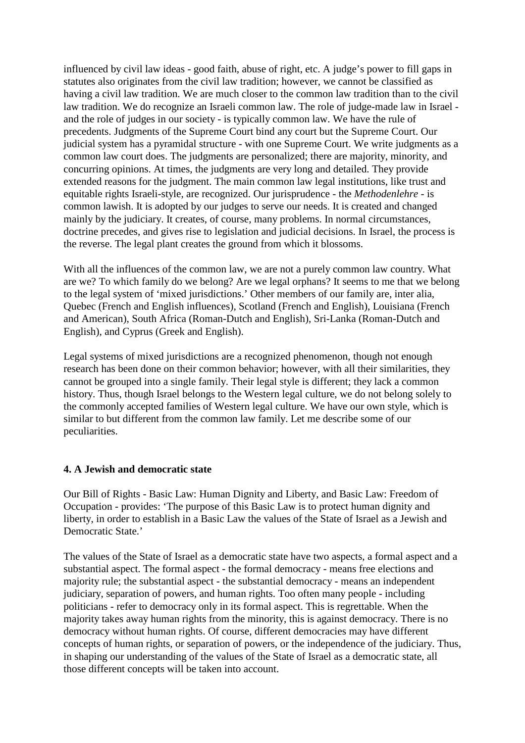influenced by civil law ideas - good faith, abuse of right, etc. A judge's power to fill gaps in statutes also originates from the civil law tradition; however, we cannot be classified as having a civil law tradition. We are much closer to the common law tradition than to the civil law tradition. We do recognize an Israeli common law. The role of judge-made law in Israel - and the role of judges in our society - is typically common law. We have the rule of precedents. Judgments of the Supreme Court bind any court but the Supreme Court. Our judicial system has a pyramidal structure - with one Supreme Court. We write judgments as a common law court does. The judgments are personalized; there are majority, minority, and concurring opinions. At times, the judgments are very long and detailed. They provide extended reasons for the judgment. The main common law legal institutions, like trust and equitable rights Israeli-style, are recognized. Our jurisprudence - the *Methodenlehre* - is common lawish. It is adopted by our judges to serve our needs. It is created and changed mainly by the judiciary. It creates, of course, many problems. In normal circumstances, doctrine precedes, and gives rise to legislation and judicial decisions. In Israel, the process is the reverse. The legal plant creates the ground from which it blossoms.

With all the influences of the common law, we are not a purely common law country. What are we? To which family do we belong? Are we legal orphans? It seems to me that we belong to the legal system of 'mixed jurisdictions.' Other members of our family are, inter alia, Quebec (French and English influences), Scotland (French and English), Louisiana (French and American), South Africa (Roman-Dutch and English), Sri-Lanka (Roman-Dutch and English), and Cyprus (Greek and English).

Legal systems of mixed jurisdictions are a recognized phenomenon, though not enough research has been done on their common behavior; however, with all their similarities, they cannot be grouped into a single family. Their legal style is different; they lack a common history. Thus, though Israel belongs to the Western legal culture, we do not belong solely to the commonly accepted families of Western legal culture. We have our own style, which is similar to but different from the common law family. Let me describe some of our peculiarities.

#### 4. A Jewish and democratic state

Our Bill of Rights - Basic Law: Human Dignity and Liberty, and Basic Law: Freedom of Occupation - provides: 'The purpose of this Basic Law is to protect human dignity and liberty, in order to establish in a Basic Law the values of the State of Israel as a Jewish and Democratic State.'

The values of the State of Israel as a democratic state have two aspects, a formal aspect and a substantial aspect. The formal aspect - the formal democracy - means free elections and majority rule; the substantial aspect - the substantial democracy - means an independent judiciary, separation of powers, and human rights. Too often many people - including politicians - refer to democracy only in its formal aspect. This is regrettable. When the majority takes away human rights from the minority, this is against democracy. There is no democracy without human rights. Of course, different democracies may have different concepts of human rights, or separation of powers, or the independence of the judiciary. Thus, in shaping our understanding of the values of the State of Israel as a democratic state, all those different concepts will be taken into account.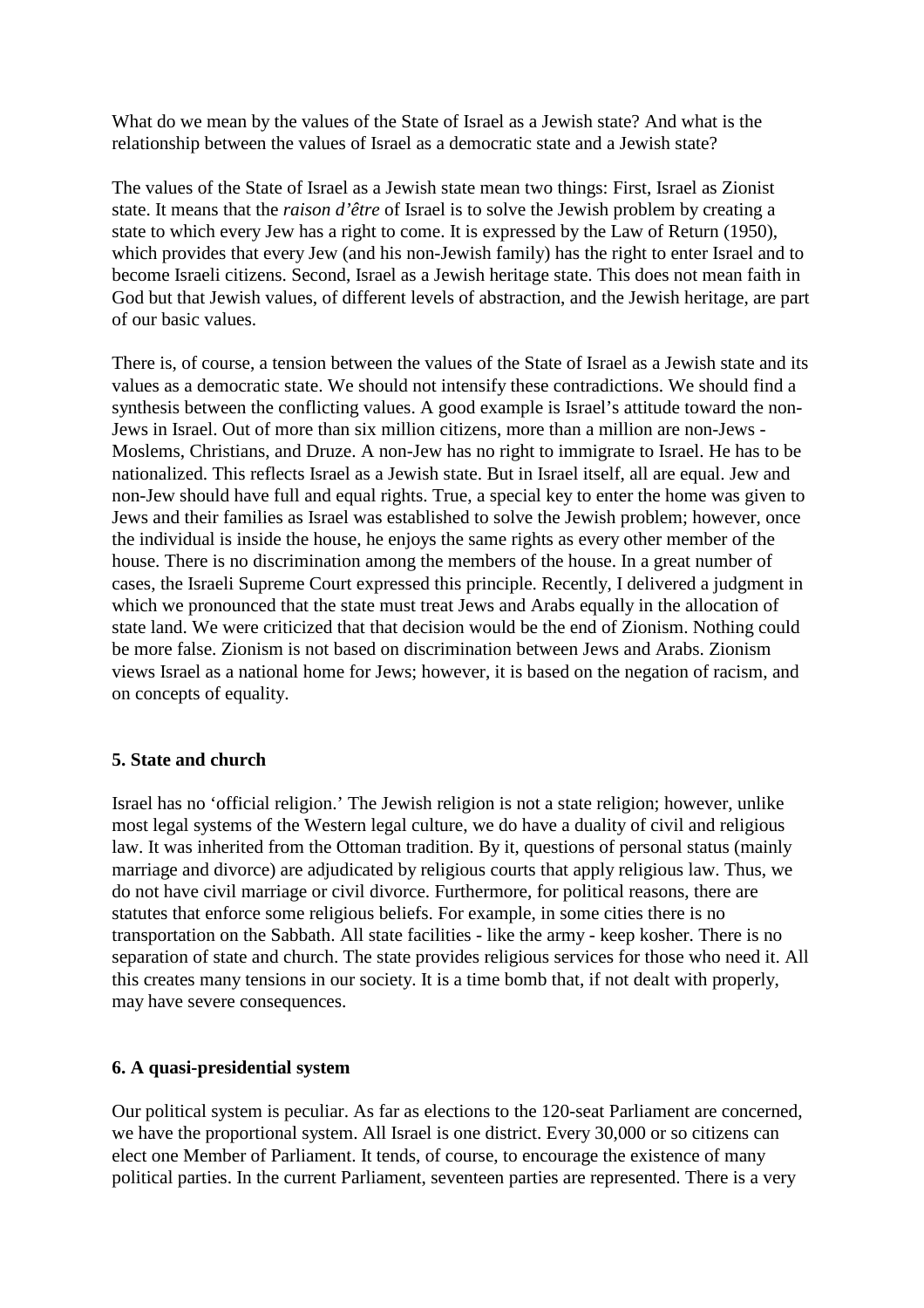What do we mean by the values of the State of Israel as a Jewish state? And what is the relationship between the values of Israel as a democratic state and a Jewish state?

The values of the State of Israel as a Jewish state mean two things: First, Israel as Zionist state. It means that the *raison d'être* of Israel is to solve the Jewish problem by creating a state to which every Jew has a right to come. It is expressed by the Law of Return (1950), which provides that every Jew (and his non-Jewish family) has the right to enter Israel and to become Israeli citizens. Second, Israel as a Jewish heritage state. This does not mean faith in God but that Jewish values, of different levels of abstraction, and the Jewish heritage, are part of our basic values.

There is, of course, a tension between the values of the State of Israel as a Jewish state and its values as a democratic state. We should not intensify these contradictions. We should find a synthesis between the conflicting values. A good example is Israel's attitude toward the non-Jews in Israel. Out of more than six million citizens, more than a million are non-Jews - Moslems, Christians, and Druze. A non-Jew has no right to immigrate to Israel. He has to be nationalized. This reflects Israel as a Jewish state. But in Israel itself, all are equal. Jew and non-Jew should have full and equal rights. True, a special key to enter the home was given to Jews and their families as Israel was established to solve the Jewish problem; however, once the individual is inside the house, he enjoys the same rights as every other member of the house. There is no discrimination among the members of the house. In a great number of cases, the Israeli Supreme Court expressed this principle. Recently, I delivered a judgment in which we pronounced that the state must treat Jews and Arabs equally in the allocation of state land. We were criticized that that decision would be the end of Zionism. Nothing could be more false. Zionism is not based on discrimination between Jews and Arabs. Zionism views Israel as a national home for Jews; however, it is based on the negation of racism, and on concepts of equality.

**5. State and church**

Israel has no 'official religion.' The Jewish religion is not a state religion; however, unlike most legal systems of the Western legal culture, we do have a duality of civil and religious law. It was inherited from the Ottoman tradition. By it, questions of personal status (mainly marriage and divorce) are adjudicated by religious courts that apply religious law. Thus, we do not have civil marriage or civil divorce. Furthermore, for political reasons, there are statutes that enforce some religious beliefs. For example, in some cities there is no transportation on the Sabbath. All state facilities - like the army - keep kosher. There is no separation of state and church. The state provides religious services for those who need it. All this creates many tensions in our society. It is a time bomb that, if not dealt with properly, may have severe consequences.

**6. A quasi-presidential system**

Our political system is peculiar. As far as elections to the 120-seat Parliament are concerned, we have the proportional system. All Israel is one district. Every 30,000 or so citizens can elect one Member of Parliament. It tends, of course, to encourage the existence of many political parties. In the current Parliament, seventeen parties are represented. There is a very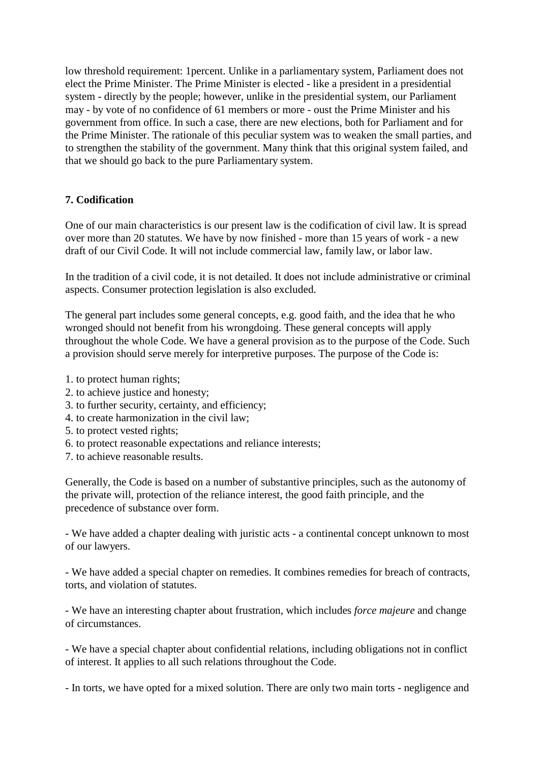low threshold requirement: 1percent. Unlike in a parliamentary system, Parliament does not elect the Prime Minister. The Prime Minister is elected - like a president in a presidential system - directly by the people; however, unlike in the presidential system, our Parliament may - by vote of no confidence of 61 members or more - oust the Prime Minister and his government from office. In such a case, there are new elections, both for Parliament and for the Prime Minister. The rationale of this peculiar system was to weaken the small parties, and to strengthen the stability of the government. Many think that this original system failed, and that we should go back to the pure Parliamentary system.

**7. Codification**

One of our main characteristics is our present law is the codification of civil law. It is spread over more than 20 statutes. We have by now finished - more than 15 years of work - a new draft of our Civil Code. It will not include commercial law, family law, or labor law.

In the tradition of a civil code, it is not detailed. It does not include administrative or criminal aspects. Consumer protection legislation is also excluded.

The general part includes some general concepts, e.g. good faith, and the idea that he who wronged should not benefit from his wrongdoing. These general concepts will apply throughout the whole Code. We have a general provision as to the purpose of the Code. Such a provision should serve merely for interpretive purposes. The purpose of the Code is:

1. to protect human rights;
2. to achieve justice and honesty;
3. to further security, certainty, and efficiency;
4. to create harmonization in the civil law;
5. to protect vested rights;
6. to protect reasonable expectations and reliance interests;
7. to achieve reasonable results.

Generally, the Code is based on a number of substantive principles, such as the autonomy of the private will, protection of the reliance interest, the good faith principle, and the precedence of substance over form.

- We have added a chapter dealing with juristic acts - a continental concept unknown to most of our lawyers.

- We have added a special chapter on remedies. It combines remedies for breach of contracts, torts, and violation of statutes.

- We have an interesting chapter about frustration, which includes *force majeure* and change of circumstances.

- We have a special chapter about confidential relations, including obligations not in conflict of interest. It applies to all such relations throughout the Code.

- In torts, we have opted for a mixed solution. There are only two main torts - negligence and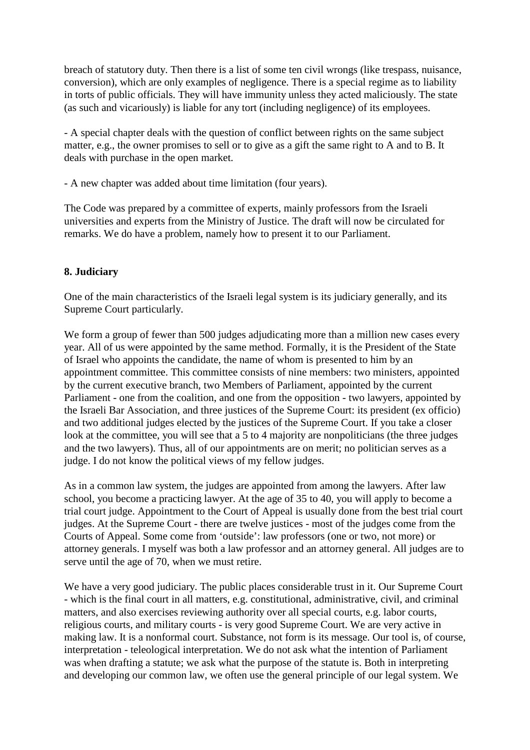breach of statutory duty. Then there is a list of some ten civil wrongs (like trespass, nuisance, conversion), which are only examples of negligence. There is a special regime as to liability in torts of public officials. They will have immunity unless they acted maliciously. The state (as such and vicariously) is liable for any tort (including negligence) of its employees.

- A special chapter deals with the question of conflict between rights on the same subject matter, e.g., the owner promises to sell or to give as a gift the same right to A and to B. It deals with purchase in the open market.

- A new chapter was added about time limitation (four years).

The Code was prepared by a committee of experts, mainly professors from the Israeli universities and experts from the Ministry of Justice. The draft will now be circulated for remarks. We do have a problem, namely how to present it to our Parliament.

**8. Judiciary**

One of the main characteristics of the Israeli legal system is its judiciary generally, and its Supreme Court particularly.

We form a group of fewer than 500 judges adjudicating more than a million new cases every year. All of us were appointed by the same method. Formally, it is the President of the State of Israel who appoints the candidate, the name of whom is presented to him by an appointment committee. This committee consists of nine members: two ministers, appointed by the current executive branch, two Members of Parliament, appointed by the current Parliament - one from the coalition, and one from the opposition - two lawyers, appointed by the Israeli Bar Association, and three justices of the Supreme Court: its president (ex officio) and two additional judges elected by the justices of the Supreme Court. If you take a closer look at the committee, you will see that a 5 to 4 majority are nonpoliticians (the three judges and the two lawyers). Thus, all of our appointments are on merit; no politician serves as a judge. I do not know the political views of my fellow judges.

As in a common law system, the judges are appointed from among the lawyers. After law school, you become a practicing lawyer. At the age of 35 to 40, you will apply to become a trial court judge. Appointment to the Court of Appeal is usually done from the best trial court judges. At the Supreme Court - there are twelve justices - most of the judges come from the Courts of Appeal. Some come from 'outside': law professors (one or two, not more) or attorney generals. I myself was both a law professor and an attorney general. All judges are to serve until the age of 70, when we must retire.

We have a very good judiciary. The public places considerable trust in it. Our Supreme Court - which is the final court in all matters, e.g. constitutional, administrative, civil, and criminal matters, and also exercises reviewing authority over all special courts, e.g. labor courts, religious courts, and military courts - is very good Supreme Court. We are very active in making law. It is a nonformal court. Substance, not form is its message. Our tool is, of course, interpretation - teleological interpretation. We do not ask what the intention of Parliament was when drafting a statute; we ask what the purpose of the statute is. Both in interpreting and developing our common law, we often use the general principle of our legal system. We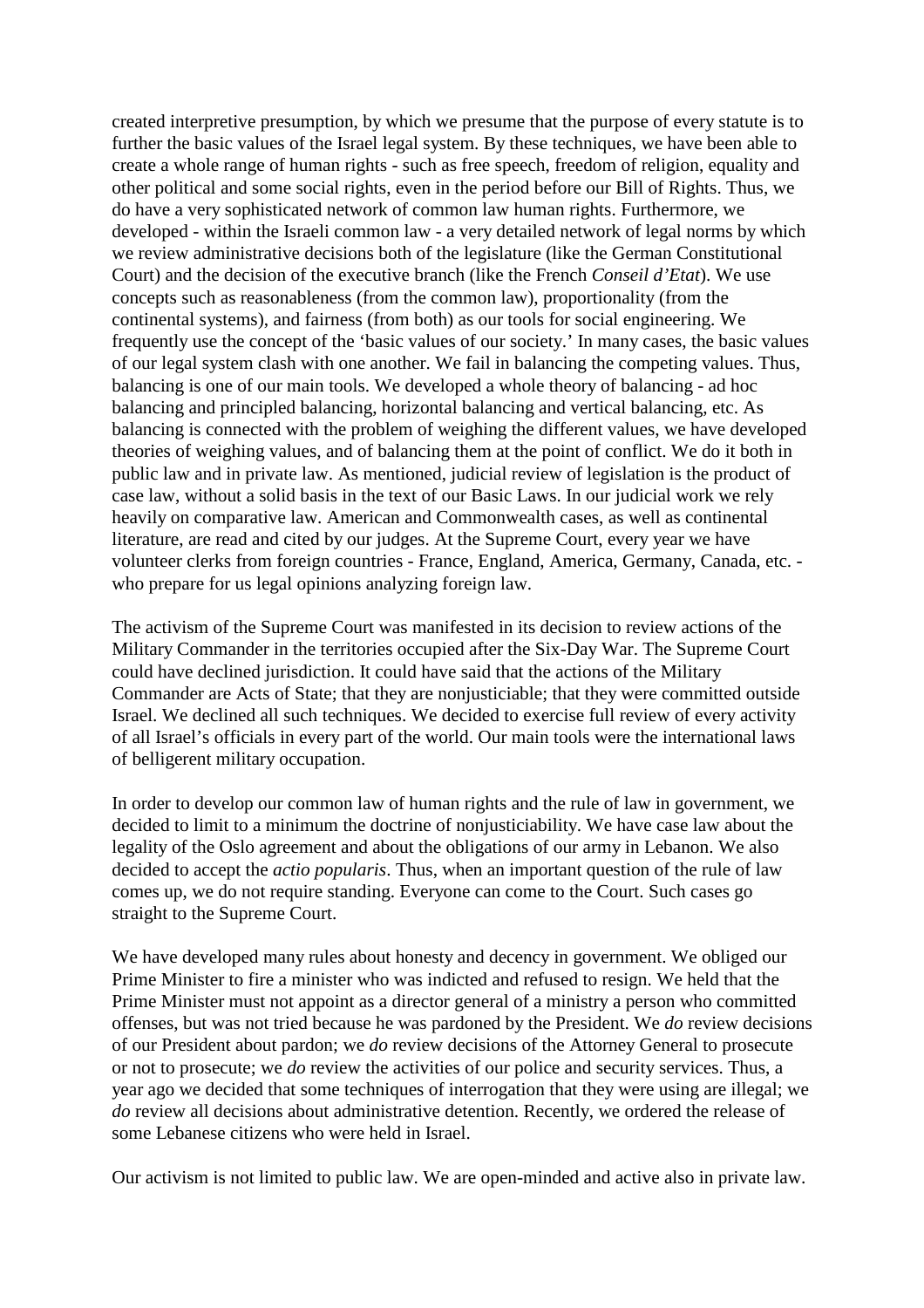created interpretive presumption, by which we presume that the purpose of every statute is to further the basic values of the Israel legal system. By these techniques, we have been able to create a whole range of human rights - such as free speech, freedom of religion, equality and other political and some social rights, even in the period before our Bill of Rights. Thus, we do have a very sophisticated network of common law human rights. Furthermore, we developed - within the Israeli common law - a very detailed network of legal norms by which we review administrative decisions both of the legislature (like the German Constitutional Court) and the decision of the executive branch (like the French *Conseil d'Etat*). We use concepts such as reasonableness (from the common law), proportionality (from the continental systems), and fairness (from both) as our tools for social engineering. We frequently use the concept of the 'basic values of our society.' In many cases, the basic values of our legal system clash with one another. We fail in balancing the competing values. Thus, balancing is one of our main tools. We developed a whole theory of balancing - ad hoc balancing and principled balancing, horizontal balancing and vertical balancing, etc. As balancing is connected with the problem of weighing the different values, we have developed theories of weighing values, and of balancing them at the point of conflict. We do it both in public law and in private law. As mentioned, judicial review of legislation is the product of case law, without a solid basis in the text of our Basic Laws. In our judicial work we rely heavily on comparative law. American and Commonwealth cases, as well as continental literature, are read and cited by our judges. At the Supreme Court, every year we have volunteer clerks from foreign countries - France, England, America, Germany, Canada, etc. - who prepare for us legal opinions analyzing foreign law.

The activism of the Supreme Court was manifested in its decision to review actions of the Military Commander in the territories occupied after the Six-Day War. The Supreme Court could have declined jurisdiction. It could have said that the actions of the Military Commander are Acts of State; that they are nonjusticiable; that they were committed outside Israel. We declined all such techniques. We decided to exercise full review of every activity of all Israel's officials in every part of the world. Our main tools were the international laws of belligerent military occupation.

In order to develop our common law of human rights and the rule of law in government, we decided to limit to a minimum the doctrine of nonjusticiability. We have case law about the legality of the Oslo agreement and about the obligations of our army in Lebanon. We also decided to accept the *actio popularis*. Thus, when an important question of the rule of law comes up, we do not require standing. Everyone can come to the Court. Such cases go straight to the Supreme Court.

We have developed many rules about honesty and decency in government. We obliged our Prime Minister to fire a minister who was indicted and refused to resign. We held that the Prime Minister must not appoint as a director general of a ministry a person who committed offenses, but was not tried because he was pardoned by the President. We *do* review decisions of our President about pardon; we *do* review decisions of the Attorney General to prosecute or not to prosecute; we *do* review the activities of our police and security services. Thus, a year ago we decided that some techniques of interrogation that they were using are illegal; we *do* review all decisions about administrative detention. Recently, we ordered the release of some Lebanese citizens who were held in Israel.

Our activism is not limited to public law. We are open-minded and active also in private law.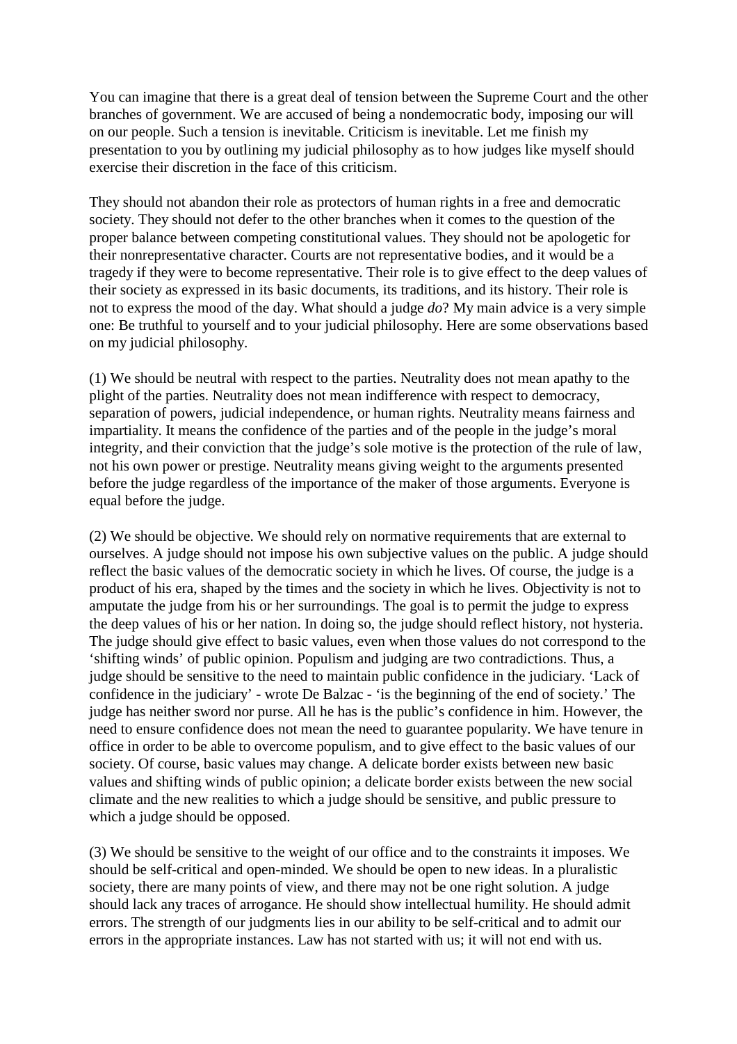You can imagine that there is a great deal of tension between the Supreme Court and the other branches of government. We are accused of being a nondemocratic body, imposing our will on our people. Such a tension is inevitable. Criticism is inevitable. Let me finish my presentation to you by outlining my judicial philosophy as to how judges like myself should exercise their discretion in the face of this criticism.

They should not abandon their role as protectors of human rights in a free and democratic society. They should not defer to the other branches when it comes to the question of the proper balance between competing constitutional values. They should not be apologetic for their nonrepresentative character. Courts are not representative bodies, and it would be a tragedy if they were to become representative. Their role is to give effect to the deep values of their society as expressed in its basic documents, its traditions, and its history. Their role is not to express the mood of the day. What should a judge *do*? My main advice is a very simple one: Be truthful to yourself and to your judicial philosophy. Here are some observations based on my judicial philosophy.

(1) We should be neutral with respect to the parties. Neutrality does not mean apathy to the plight of the parties. Neutrality does not mean indifference with respect to democracy, separation of powers, judicial independence, or human rights. Neutrality means fairness and impartiality. It means the confidence of the parties and of the people in the judge's moral integrity, and their conviction that the judge's sole motive is the protection of the rule of law, not his own power or prestige. Neutrality means giving weight to the arguments presented before the judge regardless of the importance of the maker of those arguments. Everyone is equal before the judge.

(2) We should be objective. We should rely on normative requirements that are external to ourselves. A judge should not impose his own subjective values on the public. A judge should reflect the basic values of the democratic society in which he lives. Of course, the judge is a product of his era, shaped by the times and the society in which he lives. Objectivity is not to amputate the judge from his or her surroundings. The goal is to permit the judge to express the deep values of his or her nation. In doing so, the judge should reflect history, not hysteria. The judge should give effect to basic values, even when those values do not correspond to the 'shifting winds' of public opinion. Populism and judging are two contradictions. Thus, a judge should be sensitive to the need to maintain public confidence in the judiciary. 'Lack of confidence in the judiciary' - wrote De Balzac - 'is the beginning of the end of society.' The judge has neither sword nor purse. All he has is the public's confidence in him. However, the need to ensure confidence does not mean the need to guarantee popularity. We have tenure in office in order to be able to overcome populism, and to give effect to the basic values of our society. Of course, basic values may change. A delicate border exists between new basic values and shifting winds of public opinion; a delicate border exists between the new social climate and the new realities to which a judge should be sensitive, and public pressure to which a judge should be opposed.

(3) We should be sensitive to the weight of our office and to the constraints it imposes. We should be self-critical and open-minded. We should be open to new ideas. In a pluralistic society, there are many points of view, and there may not be one right solution. A judge should lack any traces of arrogance. He should show intellectual humility. He should admit errors. The strength of our judgments lies in our ability to be self-critical and to admit our errors in the appropriate instances. Law has not started with us; it will not end with us.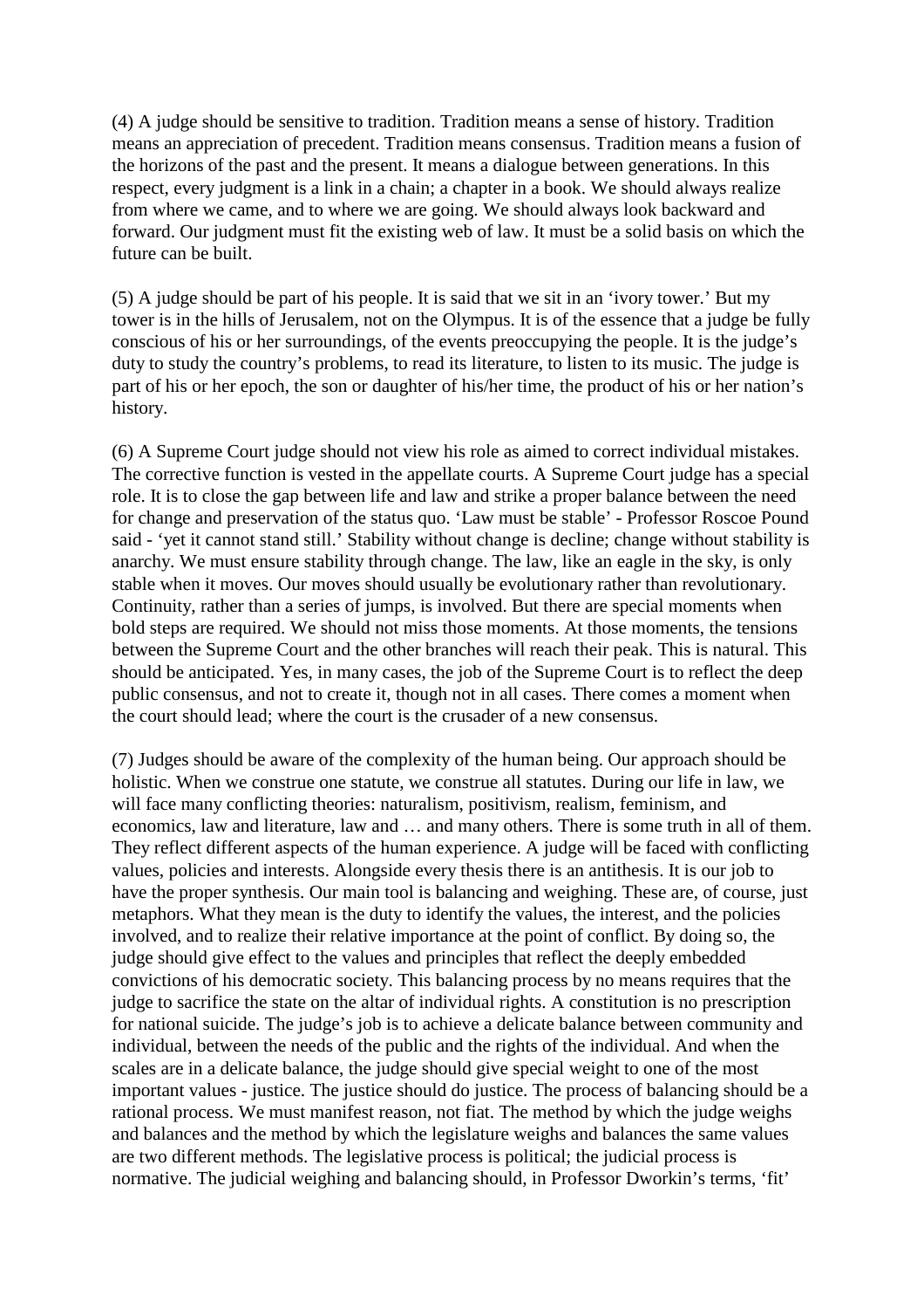(4) A judge should be sensitive to tradition. Tradition means a sense of history. Tradition means an appreciation of precedent. Tradition means consensus. Tradition means a fusion of the horizons of the past and the present. It means a dialogue between generations. In this respect, every judgment is a link in a chain; a chapter in a book. We should always realize from where we came, and to where we are going. We should always look backward and forward. Our judgment must fit the existing web of law. It must be a solid basis on which the future can be built.

(5) A judge should be part of his people. It is said that we sit in an 'ivory tower.' But my tower is in the hills of Jerusalem, not on the Olympus. It is of the essence that a judge be fully conscious of his or her surroundings, of the events preoccupying the people. It is the judge's duty to study the country's problems, to read its literature, to listen to its music. The judge is part of his or her epoch, the son or daughter of his/her time, the product of his or her nation's history.

(6) A Supreme Court judge should not view his role as aimed to correct individual mistakes. The corrective function is vested in the appellate courts. A Supreme Court judge has a special role. It is to close the gap between life and law and strike a proper balance between the need for change and preservation of the status quo. 'Law must be stable' - Professor Roscoe Pound said - 'yet it cannot stand still.' Stability without change is decline; change without stability is anarchy. We must ensure stability through change. The law, like an eagle in the sky, is only stable when it moves. Our moves should usually be evolutionary rather than revolutionary. Continuity, rather than a series of jumps, is involved. But there are special moments when bold steps are required. We should not miss those moments. At those moments, the tensions between the Supreme Court and the other branches will reach their peak. This is natural. This should be anticipated. Yes, in many cases, the job of the Supreme Court is to reflect the deep public consensus, and not to create it, though not in all cases. There comes a moment when the court should lead; where the court is the crusader of a new consensus.

(7) Judges should be aware of the complexity of the human being. Our approach should be holistic. When we construe one statute, we construe all statutes. During our life in law, we will face many conflicting theories: naturalism, positivism, realism, feminism, and economics, law and literature, law and … and many others. There is some truth in all of them. They reflect different aspects of the human experience. A judge will be faced with conflicting values, policies and interests. Alongside every thesis there is an antithesis. It is our job to have the proper synthesis. Our main tool is balancing and weighing. These are, of course, just metaphors. What they mean is the duty to identify the values, the interest, and the policies involved, and to realize their relative importance at the point of conflict. By doing so, the judge should give effect to the values and principles that reflect the deeply embedded convictions of his democratic society. This balancing process by no means requires that the judge to sacrifice the state on the altar of individual rights. A constitution is no prescription for national suicide. The judge's job is to achieve a delicate balance between community and individual, between the needs of the public and the rights of the individual. And when the scales are in a delicate balance, the judge should give special weight to one of the most important values - justice. The justice should do justice. The process of balancing should be a rational process. We must manifest reason, not fiat. The method by which the judge weighs and balances and the method by which the legislature weighs and balances the same values are two different methods. The legislative process is political; the judicial process is normative. The judicial weighing and balancing should, in Professor Dworkin's terms, 'fit'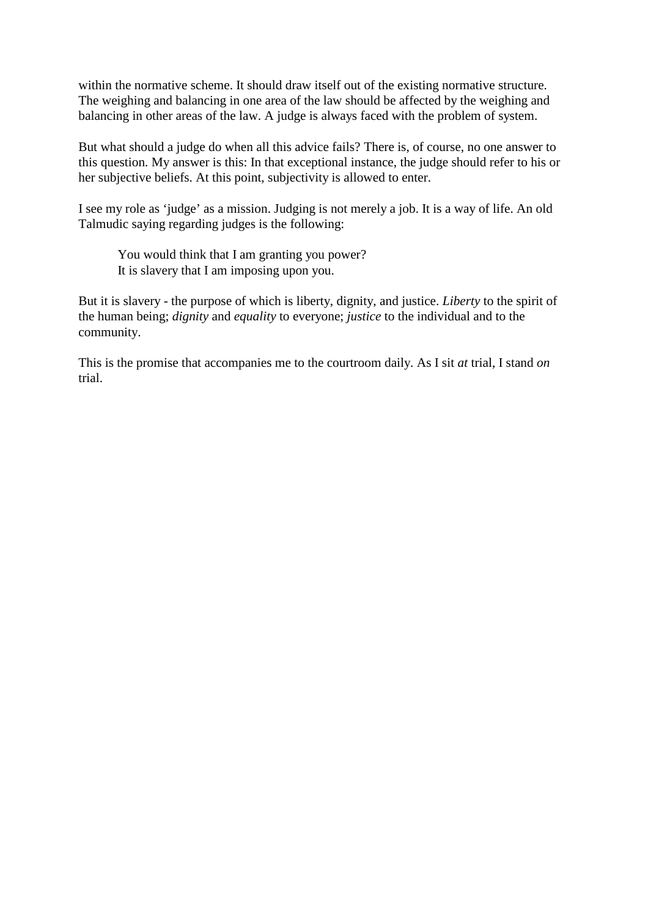within the normative scheme. It should draw itself out of the existing normative structure. The weighing and balancing in one area of the law should be affected by the weighing and balancing in other areas of the law. A judge is always faced with the problem of system.

But what should a judge do when all this advice fails? There is, of course, no one answer to this question. My answer is this: In that exceptional instance, the judge should refer to his or her subjective beliefs. At this point, subjectivity is allowed to enter.

I see my role as 'judge' as a mission. Judging is not merely a job. It is a way of life. An old Talmudic saying regarding judges is the following:

> You would think that I am granting you power?
> It is slavery that I am imposing upon you.

But it is slavery - the purpose of which is liberty, dignity, and justice. *Liberty* to the spirit of the human being; *dignity* and *equality* to everyone; *justice* to the individual and to the community.

This is the promise that accompanies me to the courtroom daily. As I sit *at* trial, I stand *on* trial.